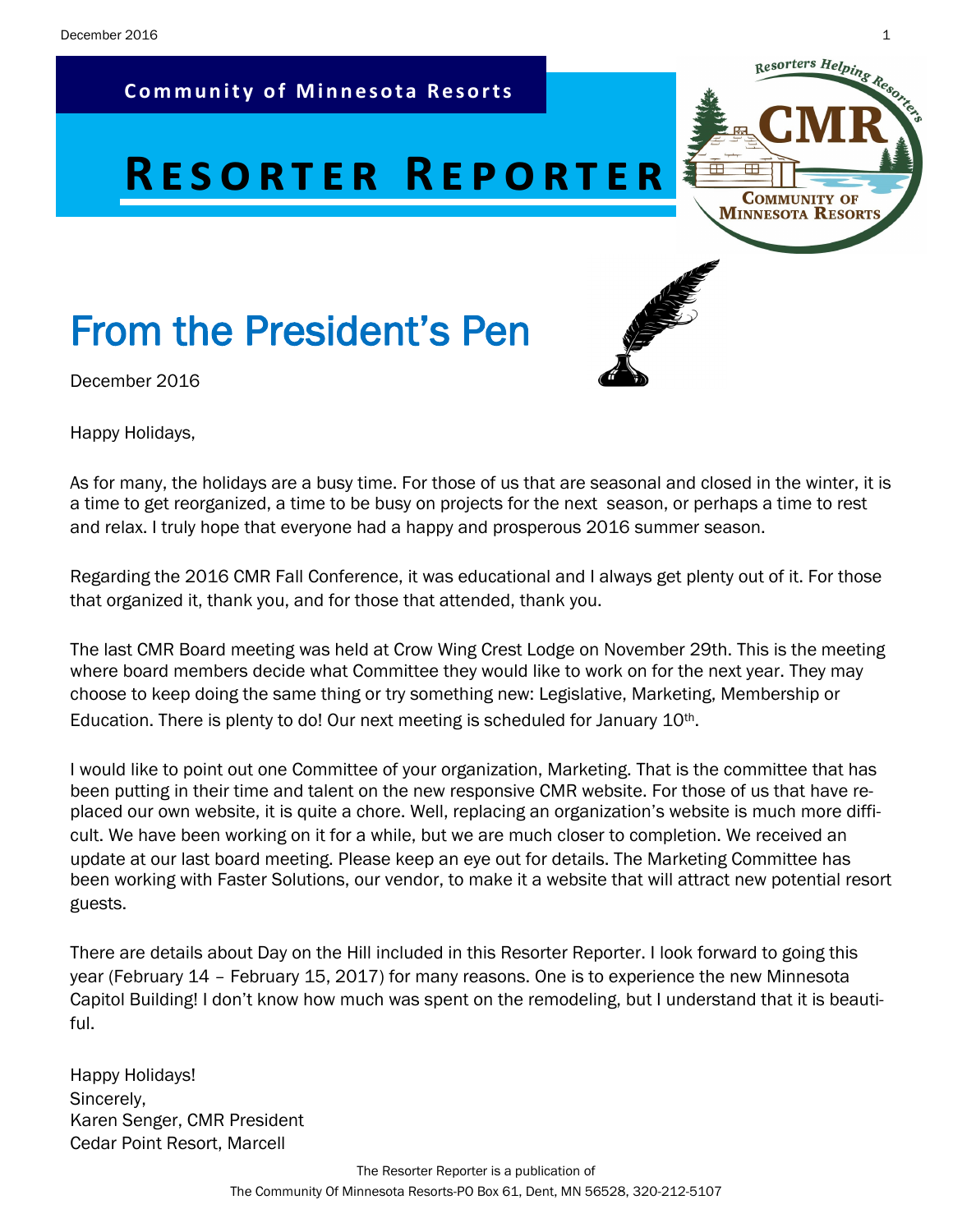**Community of Minnesota Resorts**

# Resorter Reporter

## From the President's Pen

December 2016

Happy Holidays,

As for many, the holidays are a busy time. For those of us that are seasonal and closed in the winter, it is a time to get reorganized, a time to be busy on projects for the next season, or perhaps a time to rest and relax. I truly hope that everyone had a happy and prosperous 2016 summer season.

Regarding the 2016 CMR Fall Conference, it was educational and I always get plenty out of it. For those that organized it, thank you, and for those that attended, thank you.

The last CMR Board meeting was held at Crow Wing Crest Lodge on November 29th. This is the meeting where board members decide what Committee they would like to work on for the next year. They may choose to keep doing the same thing or try something new: Legislative, Marketing, Membership or Education. There is plenty to do! Our next meeting is scheduled for January 10th.

I would like to point out one Committee of your organization, Marketing. That is the committee that has been putting in their time and talent on the new responsive CMR website. For those of us that have replaced our own website, it is quite a chore. Well, replacing an organization's website is much more difficult. We have been working on it for a while, but we are much closer to completion. We received an update at our last board meeting. Please keep an eye out for details. The Marketing Committee has been working with Faster Solutions, our vendor, to make it a website that will attract new potential resort guests.

There are details about Day on the Hill included in this Resorter Reporter. I look forward to going this year (February 14 – February 15, 2017) for many reasons. One is to experience the new Minnesota Capitol Building! I don't know how much was spent on the remodeling, but I understand that it is beautiful.

Happy Holidays!
Sincerely,
Karen Senger, CMR President
Cedar Point Resort, Marcell

The Resorter Reporter is a publication of
The Community Of Minnesota Resorts-PO Box 61, Dent, MN 56528, 320-212-5107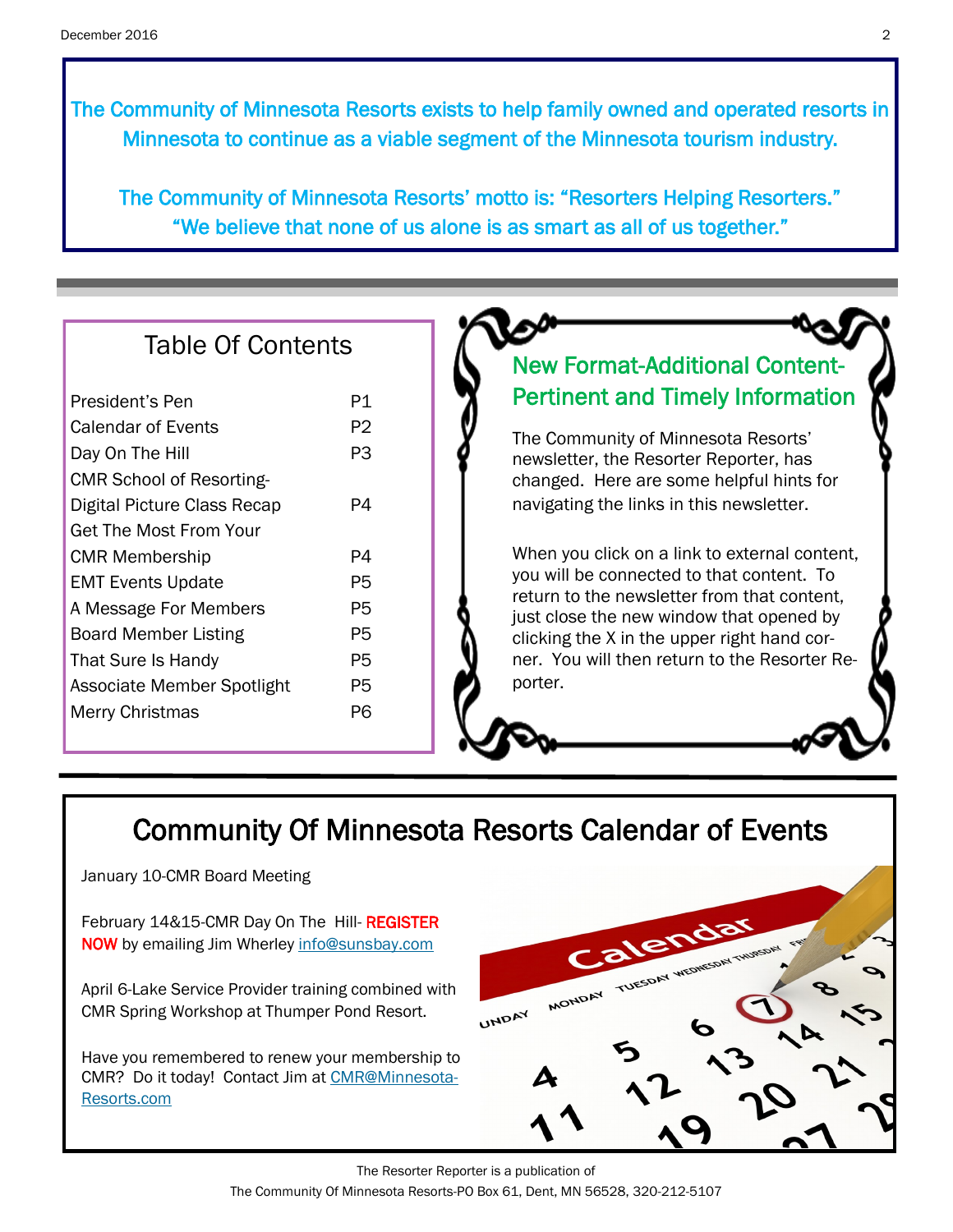The Community of Minnesota Resorts exists to help family owned and operated resorts in Minnesota to continue as a viable segment of the Minnesota tourism industry.

The Community of Minnesota Resorts' motto is: "Resorters Helping Resorters." "We believe that none of us alone is as smart as all of us together."

## Table Of Contents

| | |
|---|---|
| President's Pen | P1 |
| Calendar of Events | P2 |
| Day On The Hill | P3 |
| CMR School of Resorting-Digital Picture Class Recap | P4 |
| Get The Most From Your CMR Membership | P4 |
| EMT Events Update | P5 |
| A Message For Members | P5 |
| Board Member Listing | P5 |
| That Sure Is Handy | P5 |
| Associate Member Spotlight | P5 |
| Merry Christmas | P6 |

## New Format-Additional Content-Pertinent and Timely Information

The Community of Minnesota Resorts' newsletter, the Resorter Reporter, has changed. Here are some helpful hints for navigating the links in this newsletter.

When you click on a link to external content, you will be connected to that content. To return to the newsletter from that content, just close the new window that opened by clicking the X in the upper right hand corner. You will then return to the Resorter Reporter.

## Community Of Minnesota Resorts Calendar of Events

January 10-CMR Board Meeting

February 14&15-CMR Day On The Hill- **REGISTER NOW** by emailing Jim Wherley info@sunsbay.com

April 6-Lake Service Provider training combined with CMR Spring Workshop at Thumper Pond Resort.

Have you remembered to renew your membership to CMR? Do it today! Contact Jim at CMR@Minnesota-Resorts.com

The Resorter Reporter is a publication of
The Community Of Minnesota Resorts-PO Box 61, Dent, MN 56528, 320-212-5107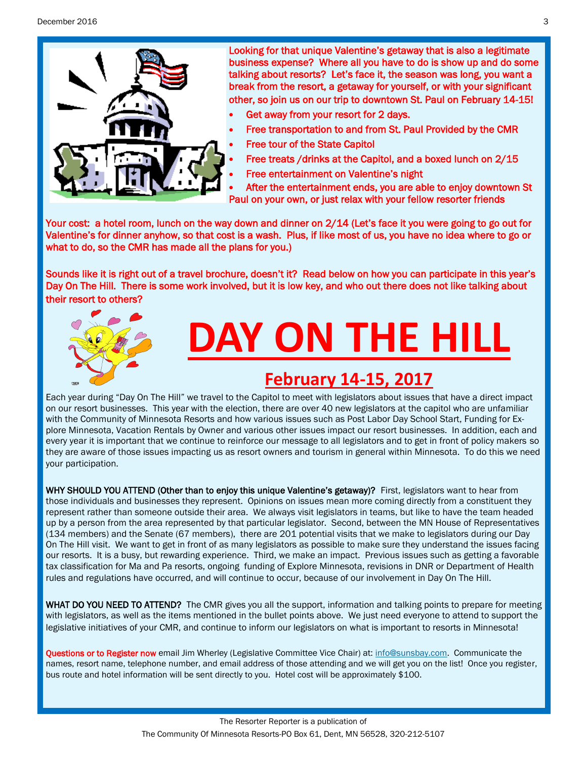Looking for that unique Valentine's getaway that is also a legitimate business expense? Where all you have to do is show up and do some talking about resorts? Let's face it, the season was long, you want a break from the resort, a getaway for yourself, or with your significant other, so join us on our trip to downtown St. Paul on February 14-15!

- Get away from your resort for 2 days.
- Free transportation to and from St. Paul Provided by the CMR
- Free tour of the State Capitol
- Free treats /drinks at the Capitol, and a boxed lunch on 2/15
- Free entertainment on Valentine's night
- After the entertainment ends, you are able to enjoy downtown St Paul on your own, or just relax with your fellow resorter friends

Your cost: a hotel room, lunch on the way down and dinner on 2/14 (Let's face it you were going to go out for Valentine's for dinner anyhow, so that cost is a wash. Plus, if like most of us, you have no idea where to go or what to do, so the CMR has made all the plans for you.)

Sounds like it is right out of a travel brochure, doesn't it? Read below on how you can participate in this year's Day On The Hill. There is some work involved, but it is low key, and who out there does not like talking about their resort to others?

# DAY ON THE HILL

## February 14-15, 2017

Each year during "Day On The Hill" we travel to the Capitol to meet with legislators about issues that have a direct impact on our resort businesses. This year with the election, there are over 40 new legislators at the capitol who are unfamiliar with the Community of Minnesota Resorts and how various issues such as Post Labor Day School Start, Funding for Explore Minnesota, Vacation Rentals by Owner and various other issues impact our resort businesses. In addition, each and every year it is important that we continue to reinforce our message to all legislators and to get in front of policy makers so they are aware of those issues impacting us as resort owners and tourism in general within Minnesota. To do this we need your participation.

**WHY SHOULD YOU ATTEND (Other than to enjoy this unique Valentine's getaway)?** First, legislators want to hear from those individuals and businesses they represent. Opinions on issues mean more coming directly from a constituent they represent rather than someone outside their area. We always visit legislators in teams, but like to have the team headed up by a person from the area represented by that particular legislator. Second, between the MN House of Representatives (134 members) and the Senate (67 members), there are 201 potential visits that we make to legislators during our Day On The Hill visit. We want to get in front of as many legislators as possible to make sure they understand the issues facing our resorts. It is a busy, but rewarding experience. Third, we make an impact. Previous issues such as getting a favorable tax classification for Ma and Pa resorts, ongoing funding of Explore Minnesota, revisions in DNR or Department of Health rules and regulations have occurred, and will continue to occur, because of our involvement in Day On The Hill.

**WHAT DO YOU NEED TO ATTEND?** The CMR gives you all the support, information and talking points to prepare for meeting with legislators, as well as the items mentioned in the bullet points above. We just need everyone to attend to support the legislative initiatives of your CMR, and continue to inform our legislators on what is important to resorts in Minnesota!

Questions or to Register now email Jim Wherley (Legislative Committee Vice Chair) at: info@sunsbay.com. Communicate the names, resort name, telephone number, and email address of those attending and we will get you on the list! Once you register, bus route and hotel information will be sent directly to you. Hotel cost will be approximately $100.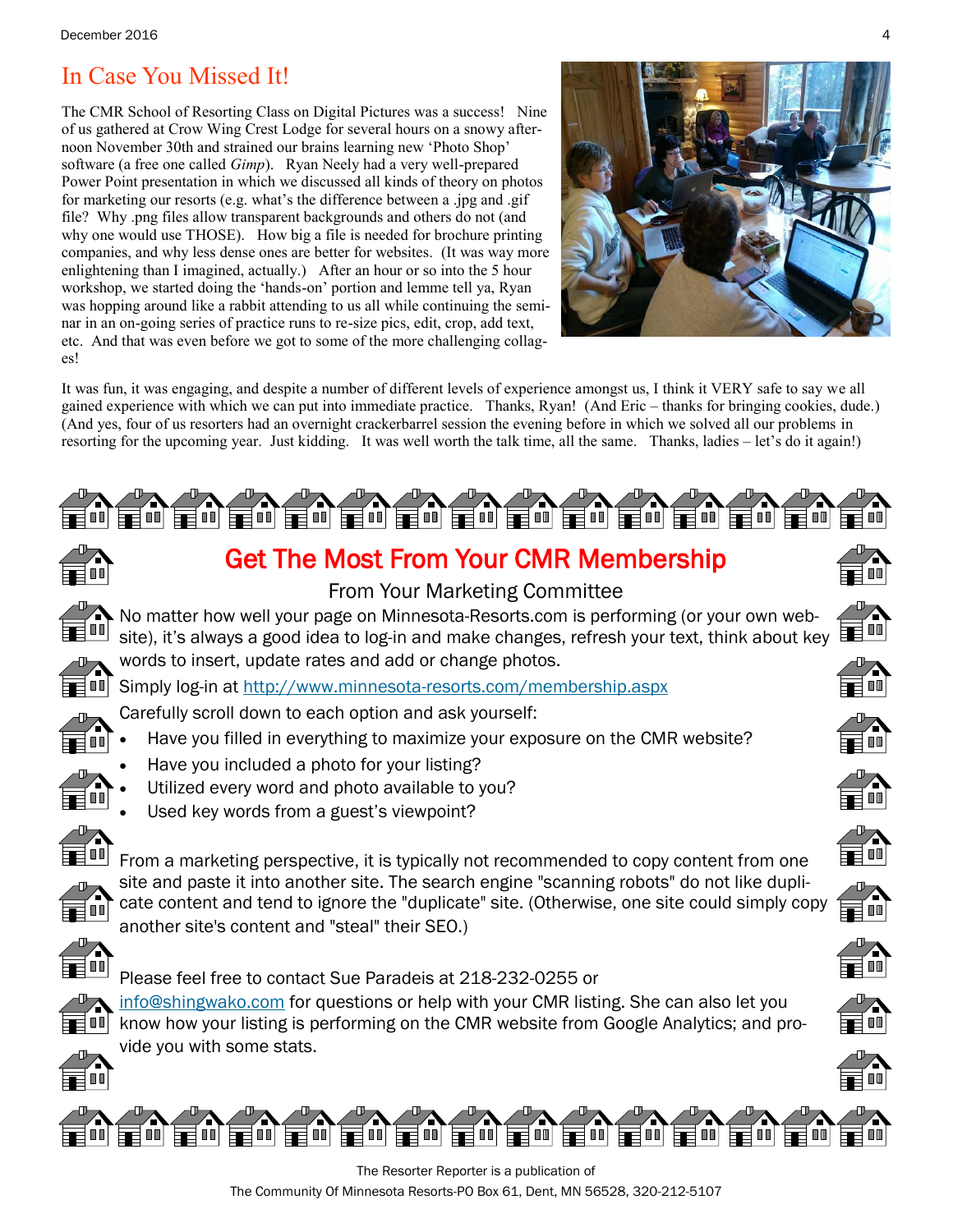## In Case You Missed It!

The CMR School of Resorting Class on Digital Pictures was a success! Nine of us gathered at Crow Wing Crest Lodge for several hours on a snowy afternoon November 30th and strained our brains learning new 'Photo Shop' software (a free one called *Gimp*). Ryan Neely had a very well-prepared Power Point presentation in which we discussed all kinds of theory on photos for marketing our resorts (e.g. what's the difference between a .jpg and .gif file? Why .png files allow transparent backgrounds and others do not (and why one would use THOSE). How big a file is needed for brochure printing companies, and why less dense ones are better for websites. (It was way more enlightening than I imagined, actually.) After an hour or so into the 5 hour workshop, we started doing the 'hands-on' portion and lemme tell ya, Ryan was hopping around like a rabbit attending to us all while continuing the seminar in an on-going series of practice runs to re-size pics, edit, crop, add text, etc. And that was even before we got to some of the more challenging collages!

It was fun, it was engaging, and despite a number of different levels of experience amongst us, I think it VERY safe to say we all gained experience with which we can put into immediate practice. Thanks, Ryan! (And Eric – thanks for bringing cookies, dude.) (And yes, four of us resorters had an overnight crackerbarrel session the evening before in which we solved all our problems in resorting for the upcoming year. Just kidding. It was well worth the talk time, all the same. Thanks, ladies – let's do it again!)

## Get The Most From Your CMR Membership

From Your Marketing Committee

No matter how well your page on Minnesota-Resorts.com is performing (or your own website), it's always a good idea to log-in and make changes, refresh your text, think about key words to insert, update rates and add or change photos.

Simply log-in at http://www.minnesota-resorts.com/membership.aspx

Carefully scroll down to each option and ask yourself:

- Have you filled in everything to maximize your exposure on the CMR website?
- Have you included a photo for your listing?
- Utilized every word and photo available to you?
- Used key words from a guest's viewpoint?

From a marketing perspective, it is typically not recommended to copy content from one site and paste it into another site. The search engine "scanning robots" do not like duplicate content and tend to ignore the "duplicate" site. (Otherwise, one site could simply copy another site's content and "steal" their SEO.)

Please feel free to contact Sue Paradeis at 218-232-0255 or info@shingwako.com for questions or help with your CMR listing. She can also let you know how your listing is performing on the CMR website from Google Analytics; and provide you with some stats.

The Resorter Reporter is a publication of
The Community Of Minnesota Resorts-PO Box 61, Dent, MN 56528, 320-212-5107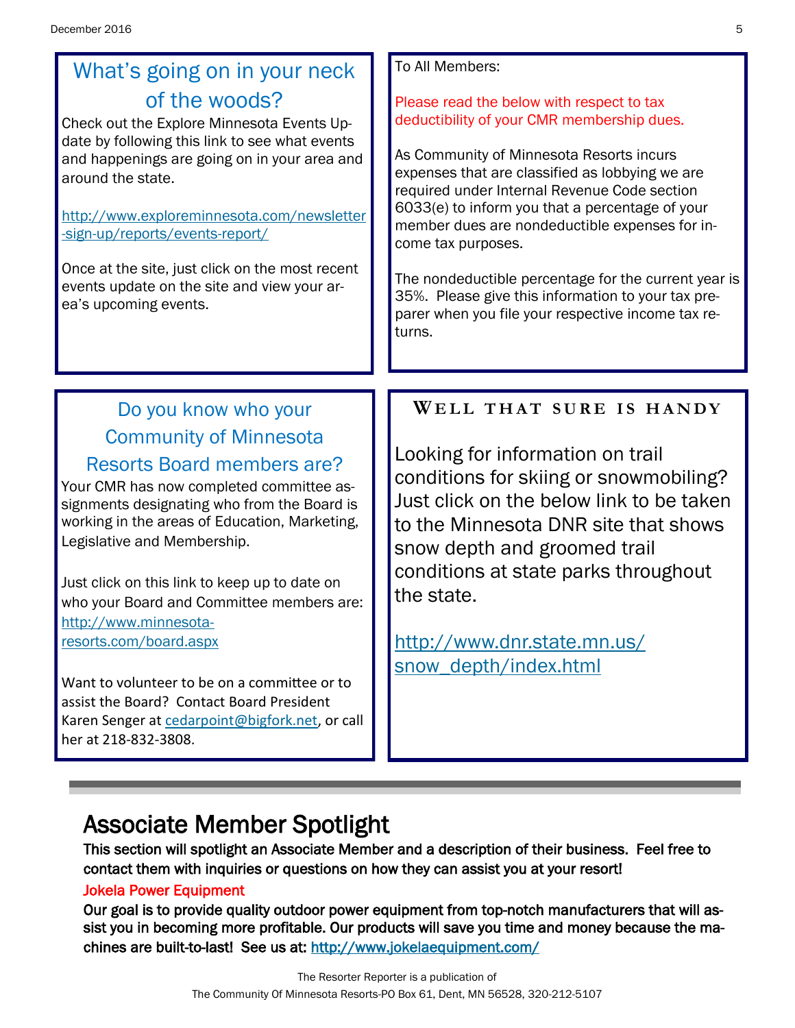## What's going on in your neck of the woods?

Check out the Explore Minnesota Events Update by following this link to see what events and happenings are going on in your area and around the state.

http://www.exploreminnesota.com/newsletter-sign-up/reports/events-report/

Once at the site, just click on the most recent events update on the site and view your area's upcoming events.

To All Members:

Please read the below with respect to tax deductibility of your CMR membership dues.

As Community of Minnesota Resorts incurs expenses that are classified as lobbying we are required under Internal Revenue Code section 6033(e) to inform you that a percentage of your member dues are nondeductible expenses for income tax purposes.

The nondeductible percentage for the current year is 35%. Please give this information to your tax preparer when you file your respective income tax returns.

## Do you know who your Community of Minnesota Resorts Board members are?

Your CMR has now completed committee assignments designating who from the Board is working in the areas of Education, Marketing, Legislative and Membership.

Just click on this link to keep up to date on who your Board and Committee members are: http://www.minnesota-resorts.com/board.aspx

Want to volunteer to be on a committee or to assist the Board? Contact Board President Karen Senger at cedarpoint@bigfork.net, or call her at 218-832-3808.

## Well that sure is handy

Looking for information on trail conditions for skiing or snowmobiling? Just click on the below link to be taken to the Minnesota DNR site that shows snow depth and groomed trail conditions at state parks throughout the state.

http://www.dnr.state.mn.us/snow_depth/index.html

# Associate Member Spotlight

**This section will spotlight an Associate Member and a description of their business. Feel free to contact them with inquiries or questions on how they can assist you at your resort!**

**Jokela Power Equipment**

**Our goal is to provide quality outdoor power equipment from top-notch manufacturers that will assist you in becoming more profitable. Our products will save you time and money because the machines are built-to-last! See us at: http://www.jokelaequipment.com/**

The Resorter Reporter is a publication of
The Community Of Minnesota Resorts-PO Box 61, Dent, MN 56528, 320-212-5107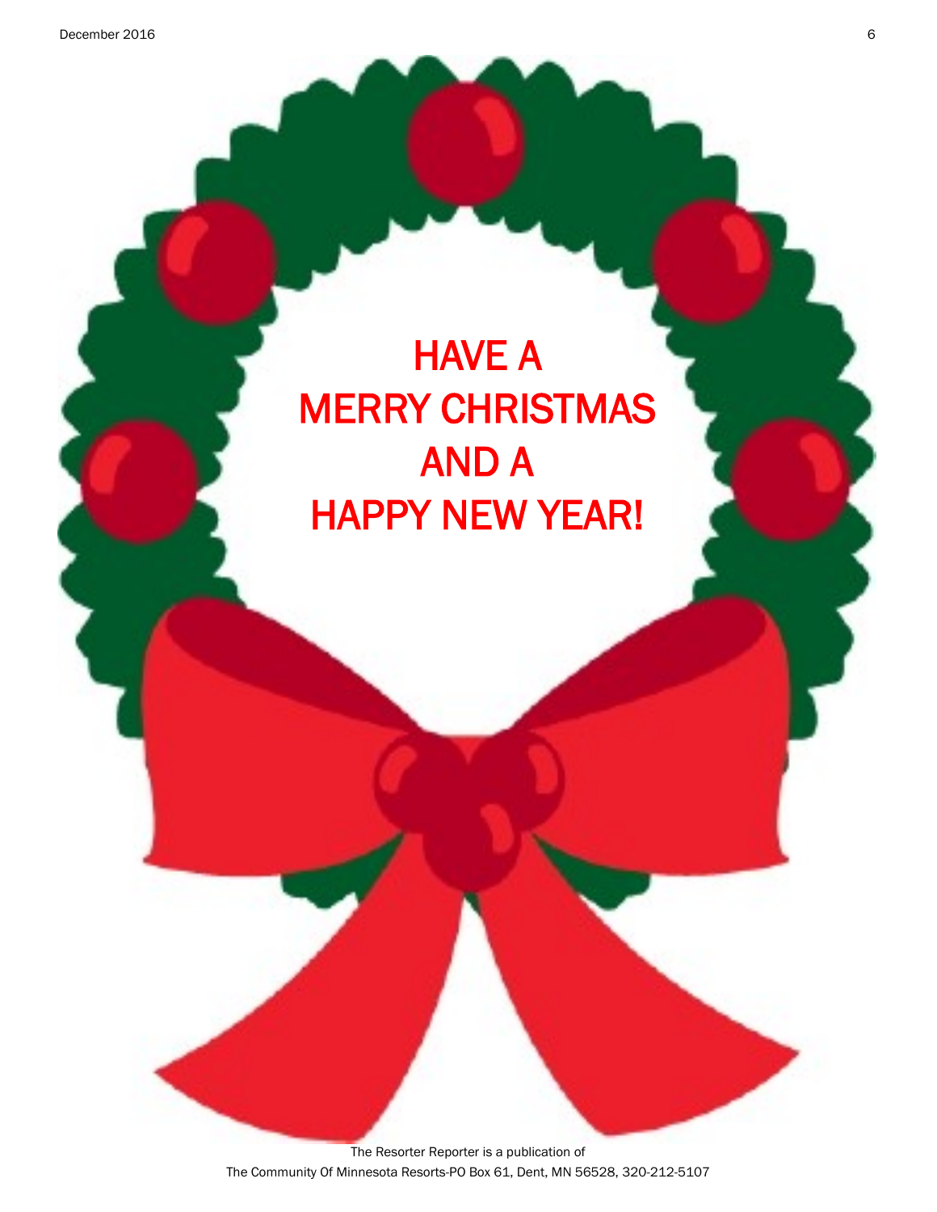HAVE A
MERRY CHRISTMAS
AND A
HAPPY NEW YEAR!

The Resorter Reporter is a publication of
The Community Of Minnesota Resorts-PO Box 61, Dent, MN 56528, 320-212-5107